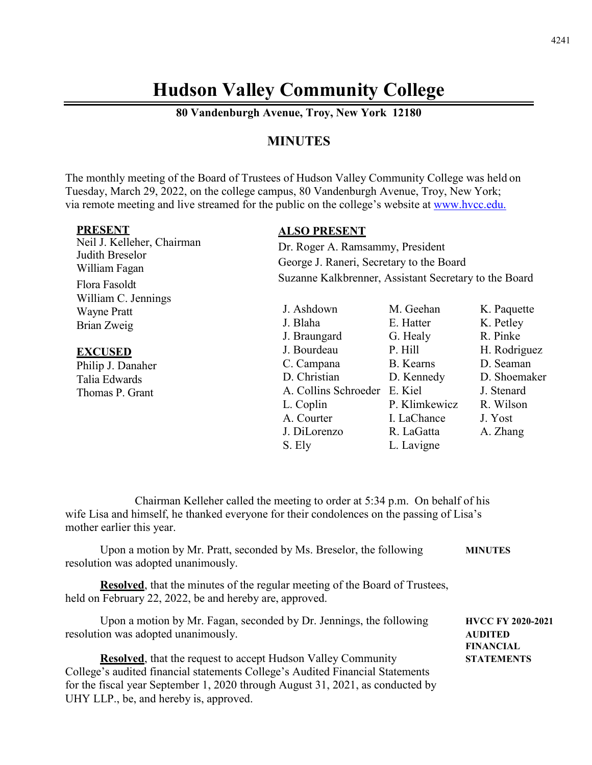# Hudson Valley Community College

**80 Vandenburgh Avenue, Troy, New York 12180**

## MINUTES

The monthly meeting of the Board of Trustees of Hudson Valley Community College was held on Tuesday, March 29, 2022, on the college campus, 80 Vandenburgh Avenue, Troy, New York; via remote meeting and live streamed for the public on the college's website at www.hvcc.edu.

**PRESENT**

Neil J. Kelleher, Chairman
Judith Breselor
William Fagan
Flora Fasoldt
William C. Jennings
Wayne Pratt
Brian Zweig

**EXCUSED**

Philip J. Danaher
Talia Edwards
Thomas P. Grant

**ALSO PRESENT**

Dr. Roger A. Ramsammy, President
George J. Raneri, Secretary to the Board
Suzanne Kalkbrenner, Assistant Secretary to the Board

J. Ashdown
J. Blaha
J. Braungard
J. Bourdeau
C. Campana
D. Christian
A. Collins Schroeder
L. Coplin
A. Courter
J. DiLorenzo
S. Ely
M. Geehan
E. Hatter
G. Healy
P. Hill
B. Kearns
D. Kennedy
E. Kiel
P. Klimkewicz
I. LaChance
R. LaGatta
L. Lavigne
K. Paquette
K. Petley
R. Pinke
H. Rodriguez
D. Seaman
D. Shoemaker
J. Stenard
R. Wilson
J. Yost
A. Zhang

Chairman Kelleher called the meeting to order at 5:34 p.m. On behalf of his wife Lisa and himself, he thanked everyone for their condolences on the passing of Lisa's mother earlier this year.

**MINUTES**

Upon a motion by Mr. Pratt, seconded by Ms. Breselor, the following resolution was adopted unanimously.

**Resolved**, that the minutes of the regular meeting of the Board of Trustees, held on February 22, 2022, be and hereby are, approved.

**HVCC FY 2020-2021 AUDITED FINANCIAL STATEMENTS**

Upon a motion by Mr. Fagan, seconded by Dr. Jennings, the following resolution was adopted unanimously.

**Resolved**, that the request to accept Hudson Valley Community College's audited financial statements College's Audited Financial Statements for the fiscal year September 1, 2020 through August 31, 2021, as conducted by UHY LLP., be, and hereby is, approved.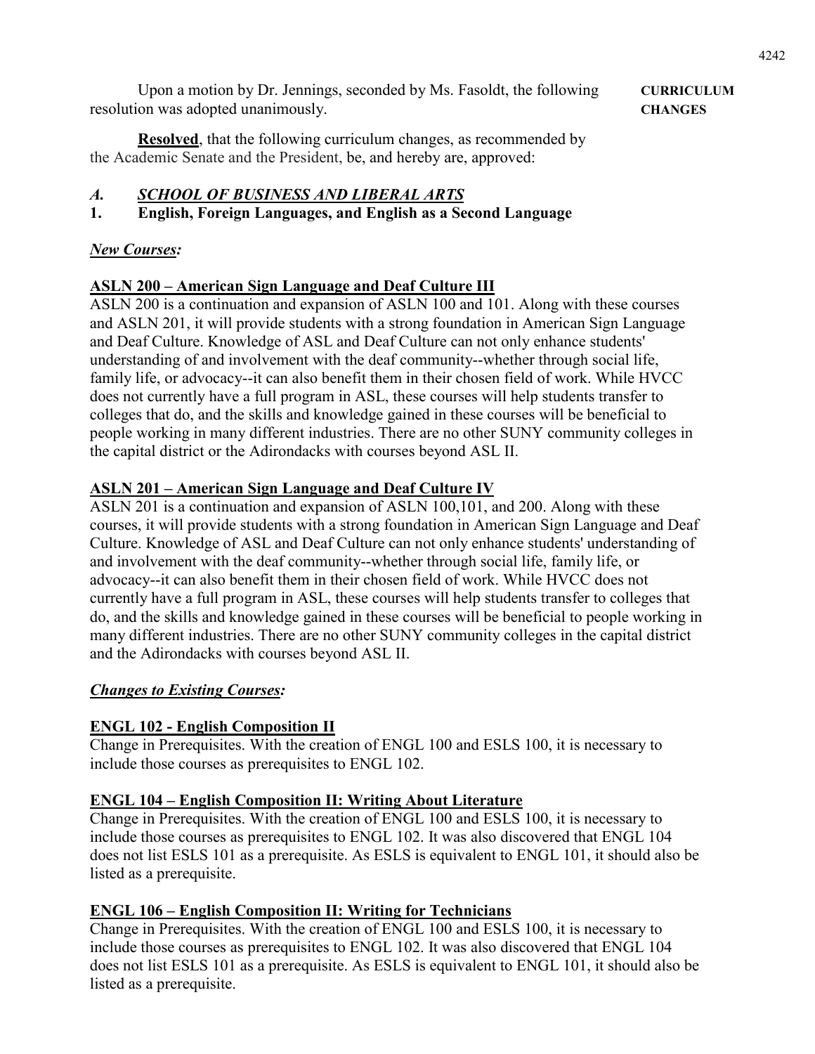Upon a motion by Dr. Jennings, seconded by Ms. Fasoldt, the following resolution was adopted unanimously.

**CURRICULUM CHANGES**

**Resolved**, that the following curriculum changes, as recommended by the Academic Senate and the President, be, and hereby are, approved:

## *A. SCHOOL OF BUSINESS AND LIBERAL ARTS*

### 1. English, Foreign Languages, and English as a Second Language

***New Courses:***

**ASLN 200 – American Sign Language and Deaf Culture III**

ASLN 200 is a continuation and expansion of ASLN 100 and 101. Along with these courses and ASLN 201, it will provide students with a strong foundation in American Sign Language and Deaf Culture. Knowledge of ASL and Deaf Culture can not only enhance students' understanding of and involvement with the deaf community--whether through social life, family life, or advocacy--it can also benefit them in their chosen field of work. While HVCC does not currently have a full program in ASL, these courses will help students transfer to colleges that do, and the skills and knowledge gained in these courses will be beneficial to people working in many different industries. There are no other SUNY community colleges in the capital district or the Adirondacks with courses beyond ASL II.

**ASLN 201 – American Sign Language and Deaf Culture IV**

ASLN 201 is a continuation and expansion of ASLN 100,101, and 200. Along with these courses, it will provide students with a strong foundation in American Sign Language and Deaf Culture. Knowledge of ASL and Deaf Culture can not only enhance students' understanding of and involvement with the deaf community--whether through social life, family life, or advocacy--it can also benefit them in their chosen field of work. While HVCC does not currently have a full program in ASL, these courses will help students transfer to colleges that do, and the skills and knowledge gained in these courses will be beneficial to people working in many different industries. There are no other SUNY community colleges in the capital district and the Adirondacks with courses beyond ASL II.

***Changes to Existing Courses:***

**ENGL 102 - English Composition II**

Change in Prerequisites. With the creation of ENGL 100 and ESLS 100, it is necessary to include those courses as prerequisites to ENGL 102.

**ENGL 104 – English Composition II: Writing About Literature**

Change in Prerequisites. With the creation of ENGL 100 and ESLS 100, it is necessary to include those courses as prerequisites to ENGL 102. It was also discovered that ENGL 104 does not list ESLS 101 as a prerequisite. As ESLS is equivalent to ENGL 101, it should also be listed as a prerequisite.

**ENGL 106 – English Composition II: Writing for Technicians**

Change in Prerequisites. With the creation of ENGL 100 and ESLS 100, it is necessary to include those courses as prerequisites to ENGL 102. It was also discovered that ENGL 104 does not list ESLS 101 as a prerequisite. As ESLS is equivalent to ENGL 101, it should also be listed as a prerequisite.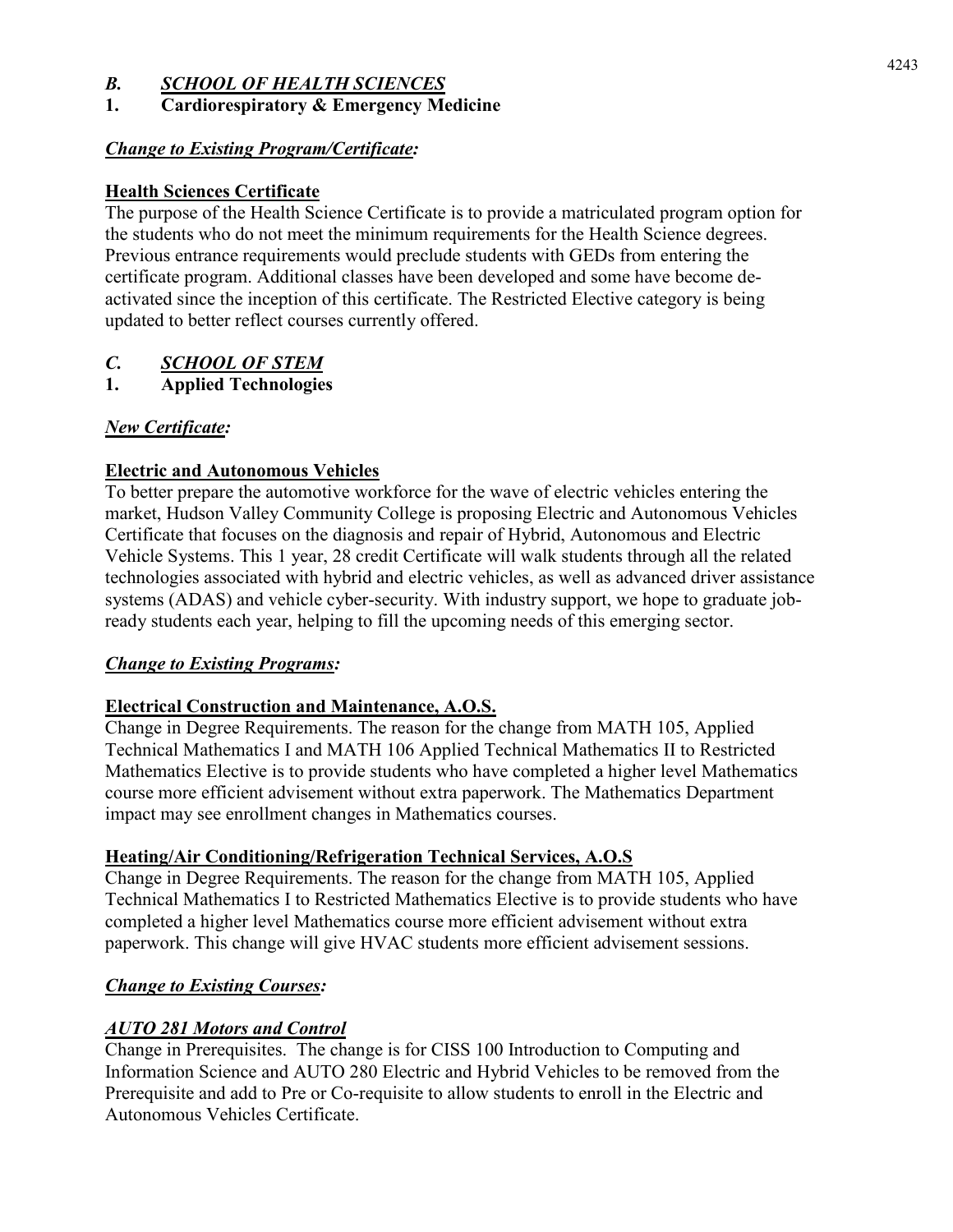## *B. SCHOOL OF HEALTH SCIENCES*

### 1. Cardiorespiratory & Emergency Medicine

***Change to Existing Program/Certificate:***

**Health Sciences Certificate**

The purpose of the Health Science Certificate is to provide a matriculated program option for the students who do not meet the minimum requirements for the Health Science degrees. Previous entrance requirements would preclude students with GEDs from entering the certificate program. Additional classes have been developed and some have become de-activated since the inception of this certificate. The Restricted Elective category is being updated to better reflect courses currently offered.

## *C. SCHOOL OF STEM*

### 1. Applied Technologies

***New Certificate:***

**Electric and Autonomous Vehicles**

To better prepare the automotive workforce for the wave of electric vehicles entering the market, Hudson Valley Community College is proposing Electric and Autonomous Vehicles Certificate that focuses on the diagnosis and repair of Hybrid, Autonomous and Electric Vehicle Systems. This 1 year, 28 credit Certificate will walk students through all the related technologies associated with hybrid and electric vehicles, as well as advanced driver assistance systems (ADAS) and vehicle cyber-security. With industry support, we hope to graduate job-ready students each year, helping to fill the upcoming needs of this emerging sector.

***Change to Existing Programs:***

**Electrical Construction and Maintenance, A.O.S.**

Change in Degree Requirements. The reason for the change from MATH 105, Applied Technical Mathematics I and MATH 106 Applied Technical Mathematics II to Restricted Mathematics Elective is to provide students who have completed a higher level Mathematics course more efficient advisement without extra paperwork. The Mathematics Department impact may see enrollment changes in Mathematics courses.

**Heating/Air Conditioning/Refrigeration Technical Services, A.O.S**

Change in Degree Requirements. The reason for the change from MATH 105, Applied Technical Mathematics I to Restricted Mathematics Elective is to provide students who have completed a higher level Mathematics course more efficient advisement without extra paperwork. This change will give HVAC students more efficient advisement sessions.

***Change to Existing Courses:***

***AUTO 281 Motors and Control***

Change in Prerequisites. The change is for CISS 100 Introduction to Computing and Information Science and AUTO 280 Electric and Hybrid Vehicles to be removed from the Prerequisite and add to Pre or Co-requisite to allow students to enroll in the Electric and Autonomous Vehicles Certificate.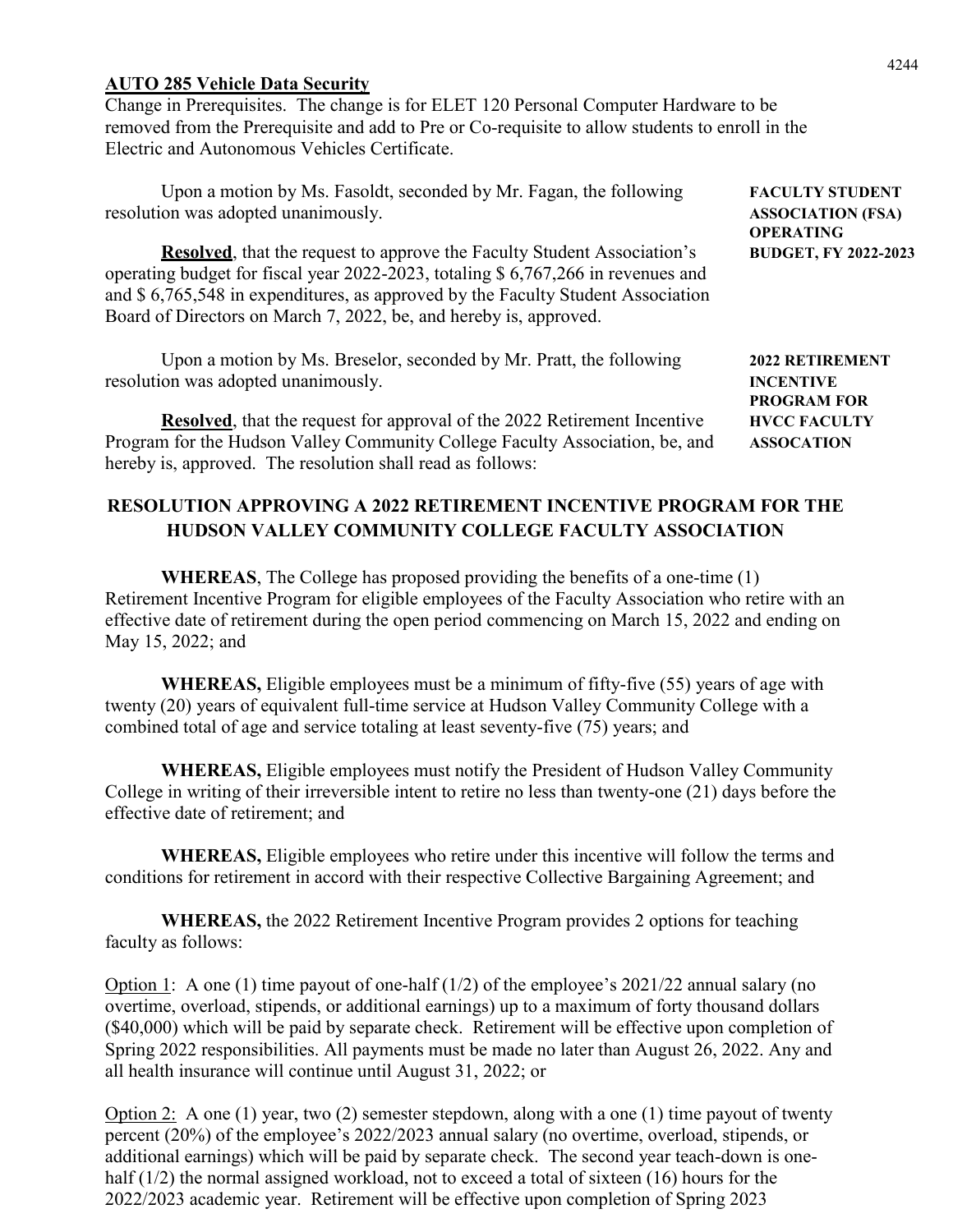**AUTO 285 Vehicle Data Security**
Change in Prerequisites. The change is for ELET 120 Personal Computer Hardware to be removed from the Prerequisite and add to Pre or Co-requisite to allow students to enroll in the Electric and Autonomous Vehicles Certificate.

**FACULTY STUDENT ASSOCIATION (FSA) OPERATING BUDGET, FY 2022-2023**

Upon a motion by Ms. Fasoldt, seconded by Mr. Fagan, the following resolution was adopted unanimously.

**Resolved**, that the request to approve the Faculty Student Association's operating budget for fiscal year 2022-2023, totaling $ 6,767,266 in revenues and and $ 6,765,548 in expenditures, as approved by the Faculty Student Association Board of Directors on March 7, 2022, be, and hereby is, approved.

**2022 RETIREMENT INCENTIVE PROGRAM FOR HVCC FACULTY ASSOCATION**

Upon a motion by Ms. Breselor, seconded by Mr. Pratt, the following resolution was adopted unanimously.

**Resolved**, that the request for approval of the 2022 Retirement Incentive Program for the Hudson Valley Community College Faculty Association, be, and hereby is, approved. The resolution shall read as follows:

## RESOLUTION APPROVING A 2022 RETIREMENT INCENTIVE PROGRAM FOR THE HUDSON VALLEY COMMUNITY COLLEGE FACULTY ASSOCIATION

**WHEREAS**, The College has proposed providing the benefits of a one-time (1) Retirement Incentive Program for eligible employees of the Faculty Association who retire with an effective date of retirement during the open period commencing on March 15, 2022 and ending on May 15, 2022; and

**WHEREAS,** Eligible employees must be a minimum of fifty-five (55) years of age with twenty (20) years of equivalent full-time service at Hudson Valley Community College with a combined total of age and service totaling at least seventy-five (75) years; and

**WHEREAS,** Eligible employees must notify the President of Hudson Valley Community College in writing of their irreversible intent to retire no less than twenty-one (21) days before the effective date of retirement; and

**WHEREAS,** Eligible employees who retire under this incentive will follow the terms and conditions for retirement in accord with their respective Collective Bargaining Agreement; and

**WHEREAS,** the 2022 Retirement Incentive Program provides 2 options for teaching faculty as follows:

Option 1: A one (1) time payout of one-half (1/2) of the employee's 2021/22 annual salary (no overtime, overload, stipends, or additional earnings) up to a maximum of forty thousand dollars ($40,000) which will be paid by separate check. Retirement will be effective upon completion of Spring 2022 responsibilities. All payments must be made no later than August 26, 2022. Any and all health insurance will continue until August 31, 2022; or

Option 2: A one (1) year, two (2) semester stepdown, along with a one (1) time payout of twenty percent (20%) of the employee's 2022/2023 annual salary (no overtime, overload, stipends, or additional earnings) which will be paid by separate check. The second year teach-down is one-half (1/2) the normal assigned workload, not to exceed a total of sixteen (16) hours for the 2022/2023 academic year. Retirement will be effective upon completion of Spring 2023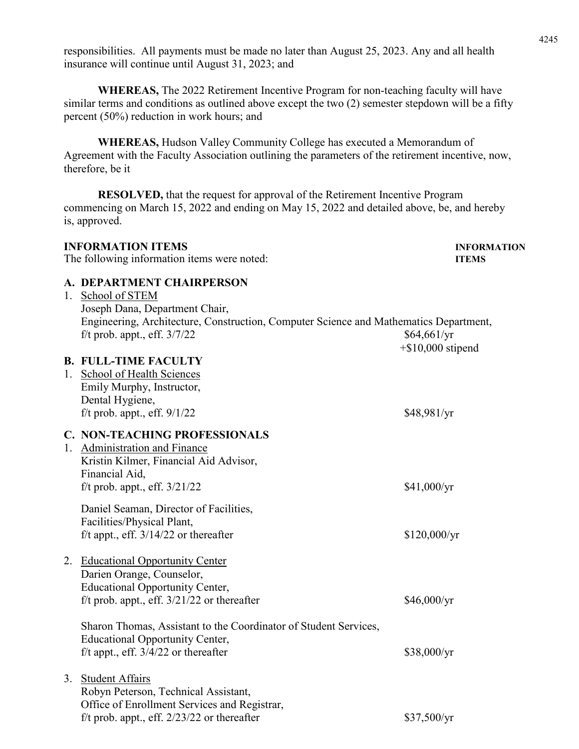responsibilities. All payments must be made no later than August 25, 2023. Any and all health insurance will continue until August 31, 2023; and

**WHEREAS,** The 2022 Retirement Incentive Program for non-teaching faculty will have similar terms and conditions as outlined above except the two (2) semester stepdown will be a fifty percent (50%) reduction in work hours; and

**WHEREAS,** Hudson Valley Community College has executed a Memorandum of Agreement with the Faculty Association outlining the parameters of the retirement incentive, now, therefore, be it

**RESOLVED,** that the request for approval of the Retirement Incentive Program commencing on March 15, 2022 and ending on May 15, 2022 and detailed above, be, and hereby is, approved.

**INFORMATION ITEMS** **INFORMATION ITEMS**

The following information items were noted:

**A. DEPARTMENT CHAIRPERSON**

1. School of STEM
   Joseph Dana, Department Chair,
   Engineering, Architecture, Construction, Computer Science and Mathematics Department,
   f/t prob. appt., eff. 3/7/22 — $64,661/yr +$10,000 stipend

**B. FULL-TIME FACULTY**

1. School of Health Sciences
   Emily Murphy, Instructor,
   Dental Hygiene,
   f/t prob. appt., eff. 9/1/22 — $48,981/yr

**C. NON-TEACHING PROFESSIONALS**

1. Administration and Finance
   Kristin Kilmer, Financial Aid Advisor,
   Financial Aid,
   f/t prob. appt., eff. 3/21/22 — $41,000/yr

   Daniel Seaman, Director of Facilities,
   Facilities/Physical Plant,
   f/t appt., eff. 3/14/22 or thereafter — $120,000/yr

2. Educational Opportunity Center
   Darien Orange, Counselor,
   Educational Opportunity Center,
   f/t prob. appt., eff. 3/21/22 or thereafter — $46,000/yr

   Sharon Thomas, Assistant to the Coordinator of Student Services,
   Educational Opportunity Center,
   f/t appt., eff. 3/4/22 or thereafter — $38,000/yr

3. Student Affairs
   Robyn Peterson, Technical Assistant,
   Office of Enrollment Services and Registrar,
   f/t prob. appt., eff. 2/23/22 or thereafter — $37,500/yr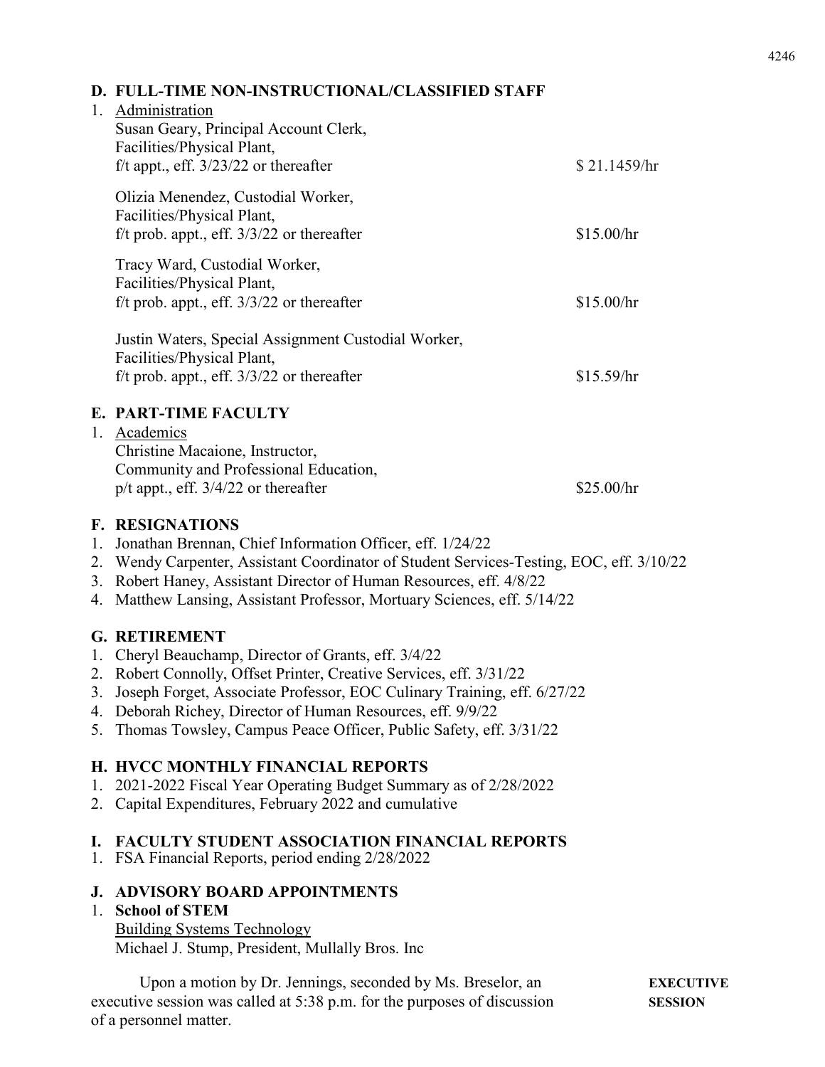## D. FULL-TIME NON-INSTRUCTIONAL/CLASSIFIED STAFF

1. Administration

| | |
|---|---|
| Susan Geary, Principal Account Clerk, Facilities/Physical Plant, f/t appt., eff. 3/23/22 or thereafter | $ 21.1459/hr |
| Olizia Menendez, Custodial Worker, Facilities/Physical Plant, f/t prob. appt., eff. 3/3/22 or thereafter | $15.00/hr |
| Tracy Ward, Custodial Worker, Facilities/Physical Plant, f/t prob. appt., eff. 3/3/22 or thereafter | $15.00/hr |
| Justin Waters, Special Assignment Custodial Worker, Facilities/Physical Plant, f/t prob. appt., eff. 3/3/22 or thereafter | $15.59/hr |

## E. PART-TIME FACULTY

1. Academics

| | |
|---|---|
| Christine Macaione, Instructor, Community and Professional Education, p/t appt., eff. 3/4/22 or thereafter | $25.00/hr |

## F. RESIGNATIONS

1. Jonathan Brennan, Chief Information Officer, eff. 1/24/22
2. Wendy Carpenter, Assistant Coordinator of Student Services-Testing, EOC, eff. 3/10/22
3. Robert Haney, Assistant Director of Human Resources, eff. 4/8/22
4. Matthew Lansing, Assistant Professor, Mortuary Sciences, eff. 5/14/22

## G. RETIREMENT

1. Cheryl Beauchamp, Director of Grants, eff. 3/4/22
2. Robert Connolly, Offset Printer, Creative Services, eff. 3/31/22
3. Joseph Forget, Associate Professor, EOC Culinary Training, eff. 6/27/22
4. Deborah Richey, Director of Human Resources, eff. 9/9/22
5. Thomas Towsley, Campus Peace Officer, Public Safety, eff. 3/31/22

## H. HVCC MONTHLY FINANCIAL REPORTS

1. 2021-2022 Fiscal Year Operating Budget Summary as of 2/28/2022
2. Capital Expenditures, February 2022 and cumulative

## I. FACULTY STUDENT ASSOCIATION FINANCIAL REPORTS

1. FSA Financial Reports, period ending 2/28/2022

## J. ADVISORY BOARD APPOINTMENTS

1. **School of STEM**

   Building Systems Technology

   Michael J. Stump, President, Mullally Bros. Inc

**EXECUTIVE SESSION**

Upon a motion by Dr. Jennings, seconded by Ms. Breselor, an executive session was called at 5:38 p.m. for the purposes of discussion of a personnel matter.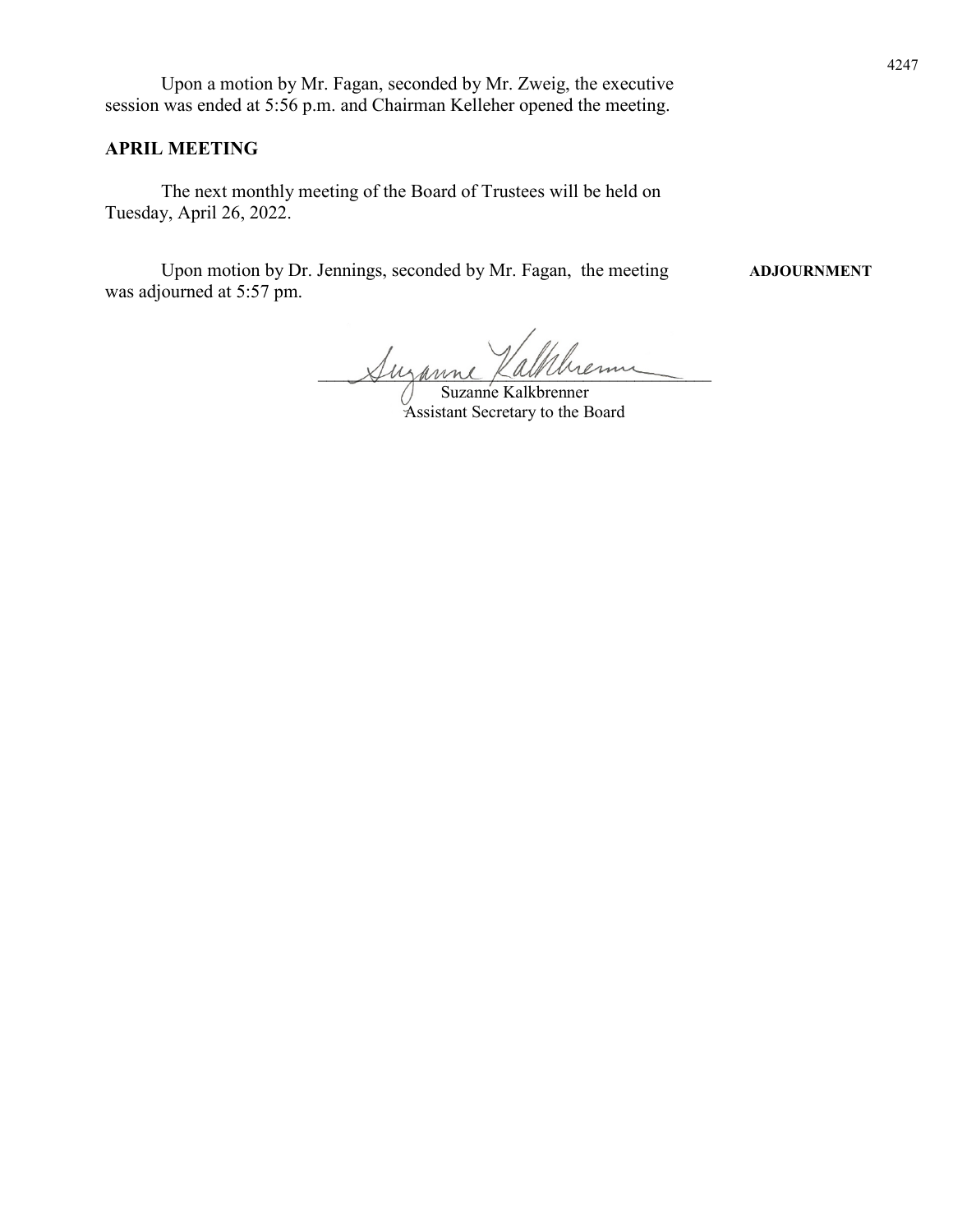Upon a motion by Mr. Fagan, seconded by Mr. Zweig, the executive session was ended at 5:56 p.m. and Chairman Kelleher opened the meeting.

## APRIL MEETING

The next monthly meeting of the Board of Trustees will be held on Tuesday, April 26, 2022.

**ADJOURNMENT**

Upon motion by Dr. Jennings, seconded by Mr. Fagan, the meeting was adjourned at 5:57 pm.

Suzanne Kalkbrenner
Assistant Secretary to the Board